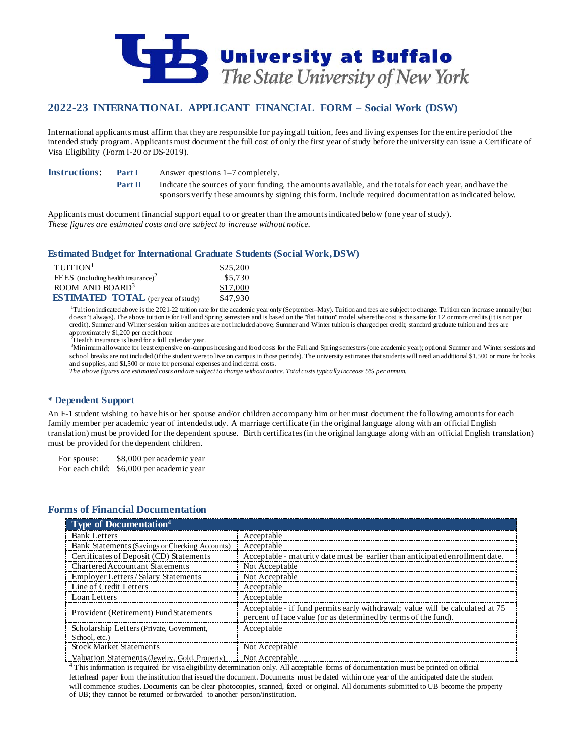# University at Buffalo
*The State University of New York*

## 2022-23 INTERNATIONAL APPLICANT FINANCIAL FORM – Social Work (DSW)

International applicants must affirm that they are responsible for paying all tuition, fees and living expenses for the entire period of the intended study program. Applicants must document the full cost of only the first year of study before the university can issue a Certificate of Visa Eligibility (Form I-20 or DS-2019).

**Instructions**:
- **Part I** Answer questions 1–7 completely.
- **Part II** Indicate the sources of your funding, the amounts available, and the totals for each year, and have the sponsors verify these amounts by signing this form. Include required documentation as indicated below.

Applicants must document financial support equal to or greater than the amounts indicated below (one year of study).
*These figures are estimated costs and are subject to increase without notice.*

### Estimated Budget for International Graduate Students (Social Work, DSW)

| | |
|---|---|
| TUITION[1] | $25,200 |
| FEES (including health insurance)[2] | $5,730 |
| ROOM AND BOARD[3] | $17,000 |
| **ESTIMATED TOTAL** (per year of study) | $47,930 |

[1]Tuition indicated above is the 2021-22 tuition rate for the academic year only (September–May). Tuition and fees are subject to change. Tuition can increase annually (but doesn't always). The above tuition is for Fall and Spring semesters and is based on the "flat tuition" model where the cost is the same for 12 or more credits (it is not per credit). Summer and Winter session tuition and fees are not included above; Summer and Winter tuition is charged per credit; standard graduate tuition and fees are approximately $1,200 per credit hour.
[2]Health insurance is listed for a full calendar year.
[3]Minimum allowance for least expensive on-campus housing and food costs for the Fall and Spring semesters (one academic year); optional Summer and Winter sessions and school breaks are not included (if the student were to live on campus in those periods). The university estimates that students will need an additional $1,500 or more for books and supplies, and $1,500 or more for personal expenses and incidental costs.
*The above figures are estimated costs and are subject to change without notice. Total costs typically increase 5% per annum.*

### * Dependent Support

An F-1 student wishing to have his or her spouse and/or children accompany him or her must document the following amounts for each family member per academic year of intended study. A marriage certificate (in the original language along with an official English translation) must be provided for the dependent spouse. Birth certificates (in the original language along with an official English translation) must be provided for the dependent children.

For spouse: $8,000 per academic year
For each child: $6,000 per academic year

### Forms of Financial Documentation

| Type of Documentation[4] | |
|---|---|
| Bank Letters | Acceptable |
| Bank Statements (Savings or Checking Accounts) | Acceptable |
| Certificates of Deposit (CD) Statements | Acceptable - maturity date must be earlier than anticipated enrollment date. |
| Chartered Accountant Statements | Not Acceptable |
| Employer Letters / Salary Statements | Not Acceptable |
| Line of Credit Letters | Acceptable |
| Loan Letters | Acceptable |
| Provident (Retirement) Fund Statements | Acceptable - if fund permits early withdrawal; value will be calculated at 75 percent of face value (or as determined by terms of the fund). |
| Scholarship Letters (Private, Government, School, etc.) | Acceptable |
| Stock Market Statements | Not Acceptable |
| Valuation Statements (Jewelry, Gold, Property) | Not Acceptable |

[4] This information is required for visa eligibility determination only. All acceptable forms of documentation must be printed on official letterhead paper from the institution that issued the document. Documents must be dated within one year of the anticipated date the student will commence studies. Documents can be clear photocopies, scanned, faxed or original. All documents submitted to UB become the property of UB; they cannot be returned or forwarded to another person/institution.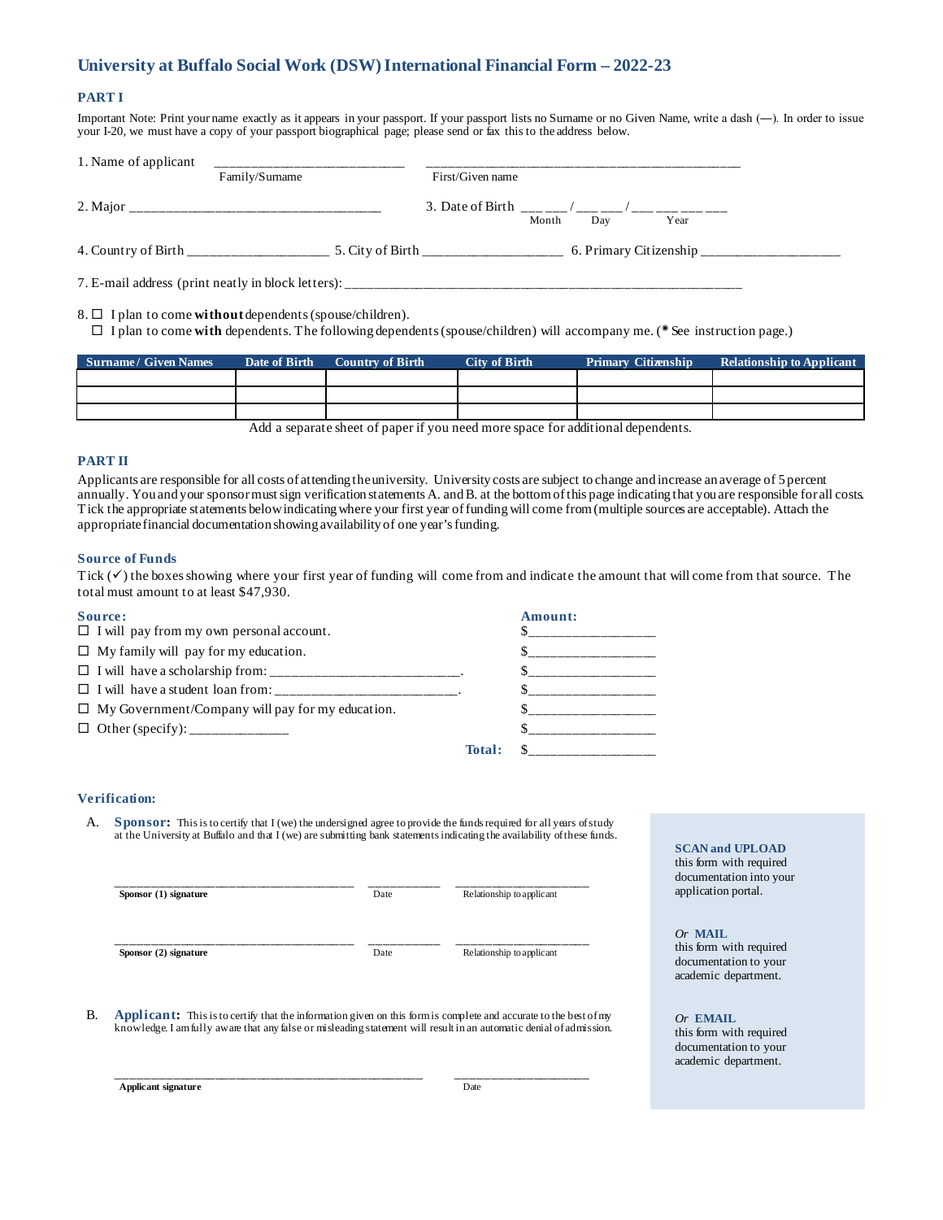## University at Buffalo Social Work (DSW) International Financial Form – 2022-23

### PART I

Important Note: Print your name exactly as it appears in your passport. If your passport lists no Surname or no Given Name, write a dash (—). In order to issue your I-20, we must have a copy of your passport biographical page; please send or fax this to the address below.

1. Name of applicant ___________________________ _____________________________________________
   Family/Surname First/Given name

2. Major ____________________________________ 3. Date of Birth ___ ___ / ___ ___ / ___ ___ ___ ___
   Month Day Year

4. Country of Birth ____________________ 5. City of Birth ____________________ 6. Primary Citizenship ____________________

7. E-mail address (print neatly in block letters): ____________________________________________________________

8. ☐ I plan to come **without** dependents (spouse/children).
   ☐ I plan to come **with** dependents. The following dependents (spouse/children) will accompany me. (* See instruction page.)

| Surname / Given Names | Date of Birth | Country of Birth | City of Birth | Primary Citizenship | Relationship to Applicant |
|---|---|---|---|---|---|
| | | | | | |
| | | | | | |
| | | | | | |

Add a separate sheet of paper if you need more space for additional dependents.

### PART II

Applicants are responsible for all costs of attending the university. University costs are subject to change and increase an average of 5 percent annually. You and your sponsor must sign verification statements A. and B. at the bottom of this page indicating that you are responsible for all costs. Tick the appropriate statements below indicating where your first year of funding will come from (multiple sources are acceptable). Attach the appropriate financial documentation showing availability of one year's funding.

#### Source of Funds

Tick (✓) the boxes showing where your first year of funding will come from and indicate the amount that will come from that source. The total must amount to at least $47,930.

| Source: | Amount: |
|---|---|
| ☐ I will pay from my own personal account. | $__________________ |
| ☐ My family will pay for my education. | $__________________ |
| ☐ I will have a scholarship from: ___________________________. | $__________________ |
| ☐ I will have a student loan from: ___________________________. | $__________________ |
| ☐ My Government/Company will pay for my education. | $__________________ |
| ☐ Other (specify): ______________ | $__________________ |
| **Total:** | $__________________ |

#### Verification:

A. **Sponsor:** This is to certify that I (we) the undersigned agree to provide the funds required for all years of study at the University at Buffalo and that I (we) are submitting bank statements indicating the availability of these funds.

______________________________________ ___________ _____________________
**Sponsor (1) signature** Date Relationship to applicant

______________________________________ ___________ _____________________
**Sponsor (2) signature** Date Relationship to applicant

B. **Applicant:** This is to certify that the information given on this form is complete and accurate to the best of my knowledge. I am fully aware that any false or misleading statement will result in an automatic denial of admission.

_________________________________________________ _____________________
**Applicant signature** Date

**SCAN and UPLOAD** this form with required documentation into your application portal.

*Or* **MAIL** this form with required documentation to your academic department.

*Or* **EMAIL** this form with required documentation to your academic department.